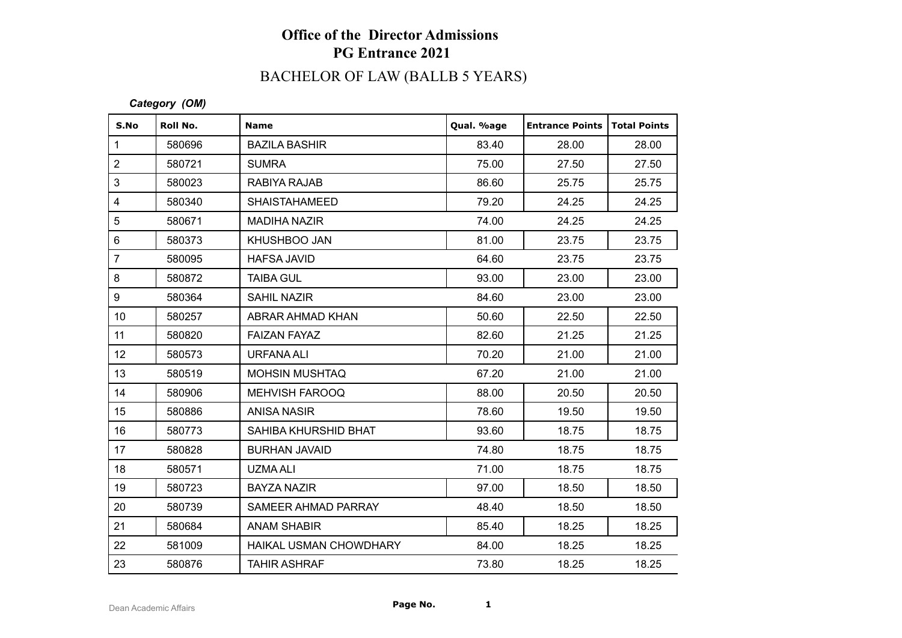# Office of the Director Admissions
# PG Entrance 2021

## BACHELOR OF LAW (BALLB 5 YEARS)

***Category (OM)***

| S.No | Roll No. | Name | Qual. %age | Entrance Points | Total Points |
|---|---|---|---|---|---|
| 1 | 580696 | BAZILA BASHIR | 83.40 | 28.00 | 28.00 |
| 2 | 580721 | SUMRA | 75.00 | 27.50 | 27.50 |
| 3 | 580023 | RABIYA RAJAB | 86.60 | 25.75 | 25.75 |
| 4 | 580340 | SHAISTAHAMEED | 79.20 | 24.25 | 24.25 |
| 5 | 580671 | MADIHA NAZIR | 74.00 | 24.25 | 24.25 |
| 6 | 580373 | KHUSHBOO JAN | 81.00 | 23.75 | 23.75 |
| 7 | 580095 | HAFSA JAVID | 64.60 | 23.75 | 23.75 |
| 8 | 580872 | TAIBA GUL | 93.00 | 23.00 | 23.00 |
| 9 | 580364 | SAHIL NAZIR | 84.60 | 23.00 | 23.00 |
| 10 | 580257 | ABRAR AHMAD KHAN | 50.60 | 22.50 | 22.50 |
| 11 | 580820 | FAIZAN FAYAZ | 82.60 | 21.25 | 21.25 |
| 12 | 580573 | URFANA ALI | 70.20 | 21.00 | 21.00 |
| 13 | 580519 | MOHSIN MUSHTAQ | 67.20 | 21.00 | 21.00 |
| 14 | 580906 | MEHVISH FAROOQ | 88.00 | 20.50 | 20.50 |
| 15 | 580886 | ANISA NASIR | 78.60 | 19.50 | 19.50 |
| 16 | 580773 | SAHIBA KHURSHID BHAT | 93.60 | 18.75 | 18.75 |
| 17 | 580828 | BURHAN JAVAID | 74.80 | 18.75 | 18.75 |
| 18 | 580571 | UZMA ALI | 71.00 | 18.75 | 18.75 |
| 19 | 580723 | BAYZA NAZIR | 97.00 | 18.50 | 18.50 |
| 20 | 580739 | SAMEER AHMAD PARRAY | 48.40 | 18.50 | 18.50 |
| 21 | 580684 | ANAM SHABIR | 85.40 | 18.25 | 18.25 |
| 22 | 581009 | HAIKAL USMAN CHOWDHARY | 84.00 | 18.25 | 18.25 |
| 23 | 580876 | TAHIR ASHRAF | 73.80 | 18.25 | 18.25 |

Dean Academic Affairs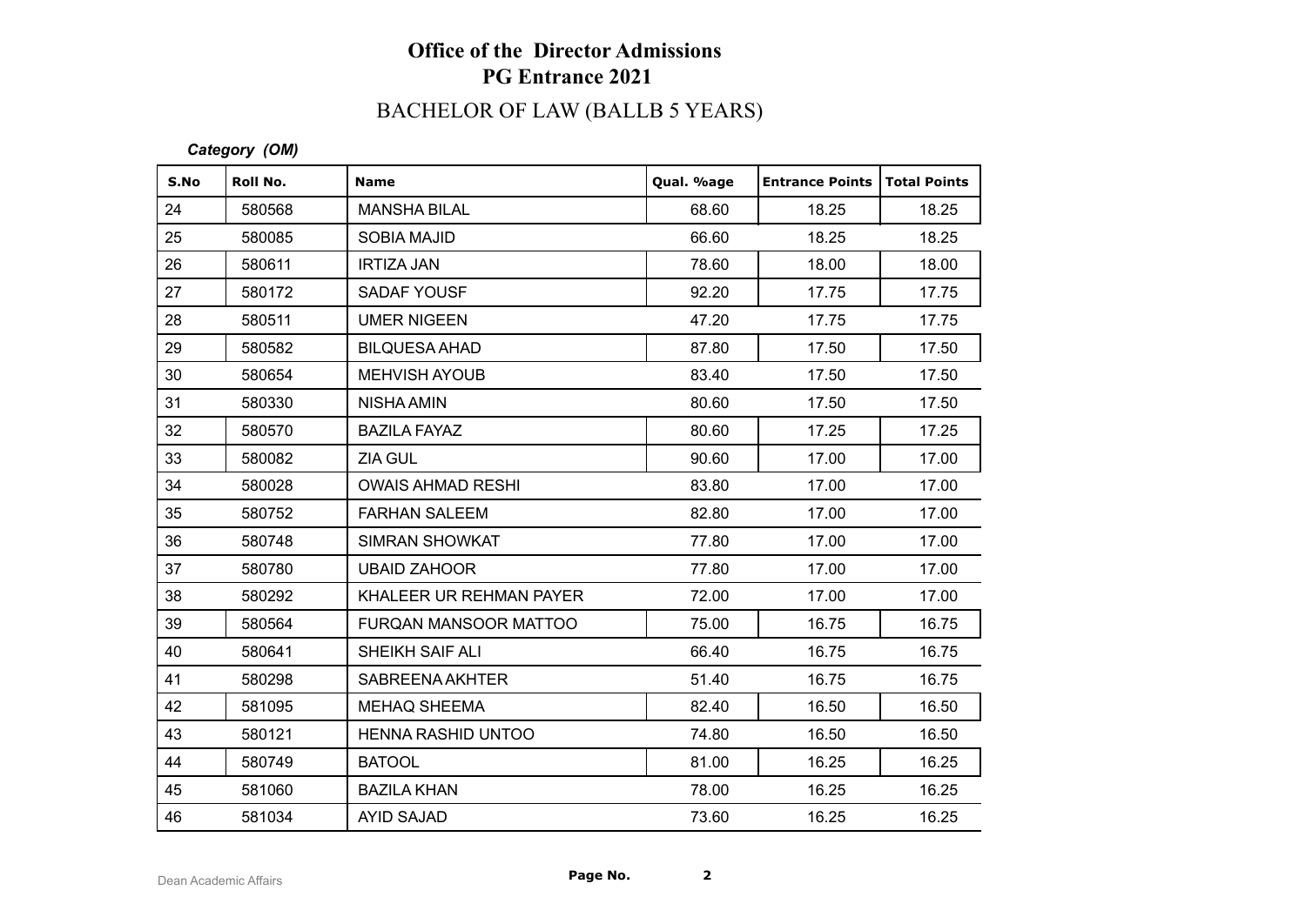# Office of the Director Admissions
## PG Entrance 2021

## BACHELOR OF LAW (BALLB 5 YEARS)

***Category (OM)***

| S.No | Roll No. | Name | Qual. %age | Entrance Points | Total Points |
|---|---|---|---|---|---|
| 24 | 580568 | MANSHA BILAL | 68.60 | 18.25 | 18.25 |
| 25 | 580085 | SOBIA MAJID | 66.60 | 18.25 | 18.25 |
| 26 | 580611 | IRTIZA JAN | 78.60 | 18.00 | 18.00 |
| 27 | 580172 | SADAF YOUSF | 92.20 | 17.75 | 17.75 |
| 28 | 580511 | UMER NIGEEN | 47.20 | 17.75 | 17.75 |
| 29 | 580582 | BILQUESA AHAD | 87.80 | 17.50 | 17.50 |
| 30 | 580654 | MEHVISH AYOUB | 83.40 | 17.50 | 17.50 |
| 31 | 580330 | NISHA AMIN | 80.60 | 17.50 | 17.50 |
| 32 | 580570 | BAZILA FAYAZ | 80.60 | 17.25 | 17.25 |
| 33 | 580082 | ZIA GUL | 90.60 | 17.00 | 17.00 |
| 34 | 580028 | OWAIS AHMAD RESHI | 83.80 | 17.00 | 17.00 |
| 35 | 580752 | FARHAN SALEEM | 82.80 | 17.00 | 17.00 |
| 36 | 580748 | SIMRAN SHOWKAT | 77.80 | 17.00 | 17.00 |
| 37 | 580780 | UBAID ZAHOOR | 77.80 | 17.00 | 17.00 |
| 38 | 580292 | KHALEER UR REHMAN PAYER | 72.00 | 17.00 | 17.00 |
| 39 | 580564 | FURQAN MANSOOR MATTOO | 75.00 | 16.75 | 16.75 |
| 40 | 580641 | SHEIKH SAIF ALI | 66.40 | 16.75 | 16.75 |
| 41 | 580298 | SABREENA AKHTER | 51.40 | 16.75 | 16.75 |
| 42 | 581095 | MEHAQ SHEEMA | 82.40 | 16.50 | 16.50 |
| 43 | 580121 | HENNA RASHID UNTOO | 74.80 | 16.50 | 16.50 |
| 44 | 580749 | BATOOL | 81.00 | 16.25 | 16.25 |
| 45 | 581060 | BAZILA KHAN | 78.00 | 16.25 | 16.25 |
| 46 | 581034 | AYID SAJAD | 73.60 | 16.25 | 16.25 |

Dean Academic Affairs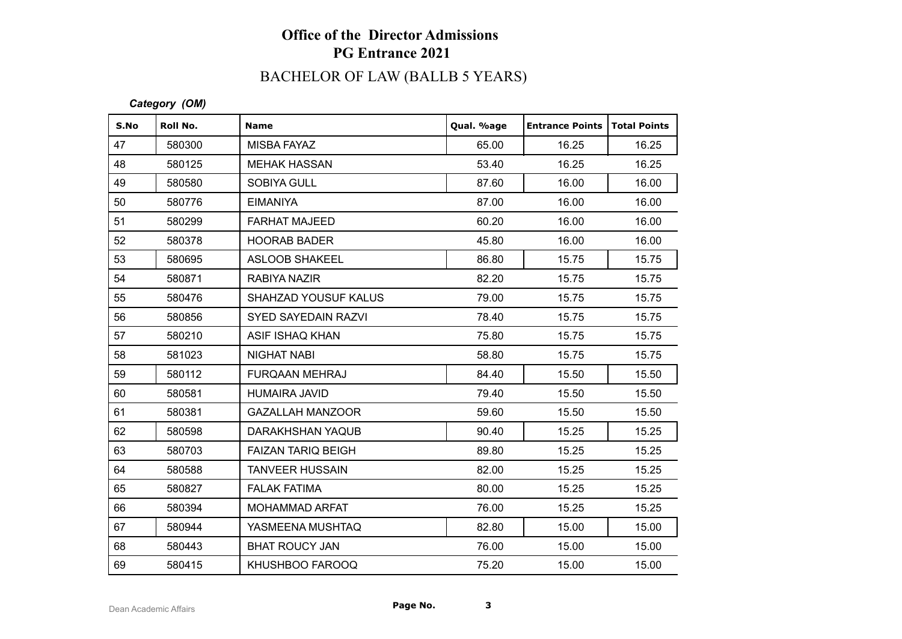# Office of the Director Admissions
## PG Entrance 2021
### BACHELOR OF LAW (BALLB 5 YEARS)

***Category (OM)***

| S.No | Roll No. | Name | Qual. %age | Entrance Points | Total Points |
|---|---|---|---|---|---|
| 47 | 580300 | MISBA FAYAZ | 65.00 | 16.25 | 16.25 |
| 48 | 580125 | MEHAK HASSAN | 53.40 | 16.25 | 16.25 |
| 49 | 580580 | SOBIYA GULL | 87.60 | 16.00 | 16.00 |
| 50 | 580776 | EIMANIYA | 87.00 | 16.00 | 16.00 |
| 51 | 580299 | FARHAT MAJEED | 60.20 | 16.00 | 16.00 |
| 52 | 580378 | HOORAB BADER | 45.80 | 16.00 | 16.00 |
| 53 | 580695 | ASLOOB SHAKEEL | 86.80 | 15.75 | 15.75 |
| 54 | 580871 | RABIYA NAZIR | 82.20 | 15.75 | 15.75 |
| 55 | 580476 | SHAHZAD YOUSUF KALUS | 79.00 | 15.75 | 15.75 |
| 56 | 580856 | SYED SAYEDAIN RAZVI | 78.40 | 15.75 | 15.75 |
| 57 | 580210 | ASIF ISHAQ KHAN | 75.80 | 15.75 | 15.75 |
| 58 | 581023 | NIGHAT NABI | 58.80 | 15.75 | 15.75 |
| 59 | 580112 | FURQAAN MEHRAJ | 84.40 | 15.50 | 15.50 |
| 60 | 580581 | HUMAIRA JAVID | 79.40 | 15.50 | 15.50 |
| 61 | 580381 | GAZALLAH MANZOOR | 59.60 | 15.50 | 15.50 |
| 62 | 580598 | DARAKHSHAN YAQUB | 90.40 | 15.25 | 15.25 |
| 63 | 580703 | FAIZAN TARIQ BEIGH | 89.80 | 15.25 | 15.25 |
| 64 | 580588 | TANVEER HUSSAIN | 82.00 | 15.25 | 15.25 |
| 65 | 580827 | FALAK FATIMA | 80.00 | 15.25 | 15.25 |
| 66 | 580394 | MOHAMMAD ARFAT | 76.00 | 15.25 | 15.25 |
| 67 | 580944 | YASMEENA MUSHTAQ | 82.80 | 15.00 | 15.00 |
| 68 | 580443 | BHAT ROUCY JAN | 76.00 | 15.00 | 15.00 |
| 69 | 580415 | KHUSHBOO FAROOQ | 75.20 | 15.00 | 15.00 |

Dean Academic Affairs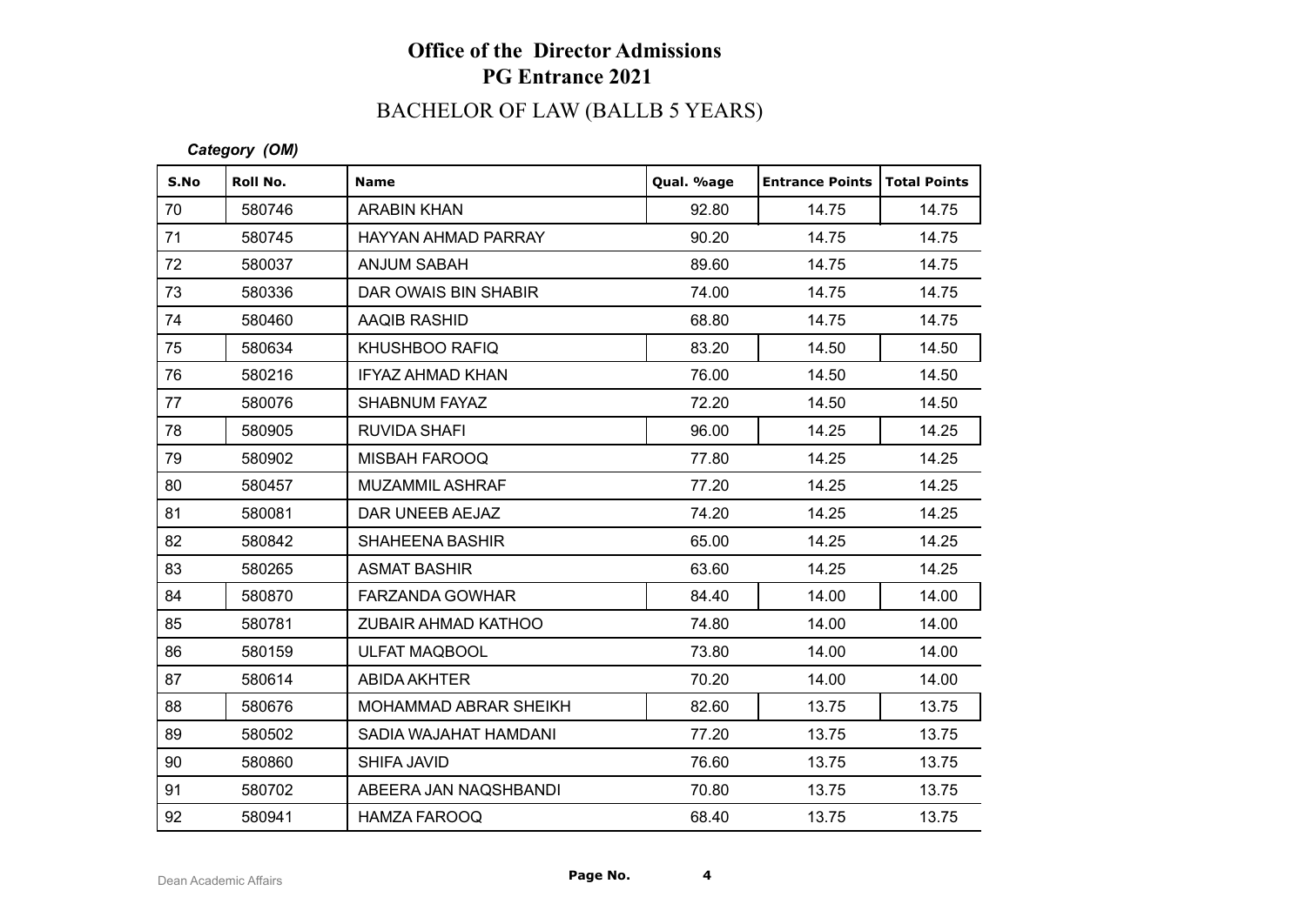# Office of the Director Admissions
## PG Entrance 2021
## BACHELOR OF LAW (BALLB 5 YEARS)

***Category (OM)***

| S.No | Roll No. | Name | Qual. %age | Entrance Points | Total Points |
|---|---|---|---|---|---|
| 70 | 580746 | ARABIN KHAN | 92.80 | 14.75 | 14.75 |
| 71 | 580745 | HAYYAN AHMAD PARRAY | 90.20 | 14.75 | 14.75 |
| 72 | 580037 | ANJUM SABAH | 89.60 | 14.75 | 14.75 |
| 73 | 580336 | DAR OWAIS BIN SHABIR | 74.00 | 14.75 | 14.75 |
| 74 | 580460 | AAQIB RASHID | 68.80 | 14.75 | 14.75 |
| 75 | 580634 | KHUSHBOO RAFIQ | 83.20 | 14.50 | 14.50 |
| 76 | 580216 | IFYAZ AHMAD KHAN | 76.00 | 14.50 | 14.50 |
| 77 | 580076 | SHABNUM FAYAZ | 72.20 | 14.50 | 14.50 |
| 78 | 580905 | RUVIDA SHAFI | 96.00 | 14.25 | 14.25 |
| 79 | 580902 | MISBAH FAROOQ | 77.80 | 14.25 | 14.25 |
| 80 | 580457 | MUZAMMIL ASHRAF | 77.20 | 14.25 | 14.25 |
| 81 | 580081 | DAR UNEEB AEJAZ | 74.20 | 14.25 | 14.25 |
| 82 | 580842 | SHAHEENA BASHIR | 65.00 | 14.25 | 14.25 |
| 83 | 580265 | ASMAT BASHIR | 63.60 | 14.25 | 14.25 |
| 84 | 580870 | FARZANDA GOWHAR | 84.40 | 14.00 | 14.00 |
| 85 | 580781 | ZUBAIR AHMAD KATHOO | 74.80 | 14.00 | 14.00 |
| 86 | 580159 | ULFAT MAQBOOL | 73.80 | 14.00 | 14.00 |
| 87 | 580614 | ABIDA AKHTER | 70.20 | 14.00 | 14.00 |
| 88 | 580676 | MOHAMMAD ABRAR SHEIKH | 82.60 | 13.75 | 13.75 |
| 89 | 580502 | SADIA WAJAHAT HAMDANI | 77.20 | 13.75 | 13.75 |
| 90 | 580860 | SHIFA JAVID | 76.60 | 13.75 | 13.75 |
| 91 | 580702 | ABEERA JAN NAQSHBANDI | 70.80 | 13.75 | 13.75 |
| 92 | 580941 | HAMZA FAROOQ | 68.40 | 13.75 | 13.75 |

Dean Academic Affairs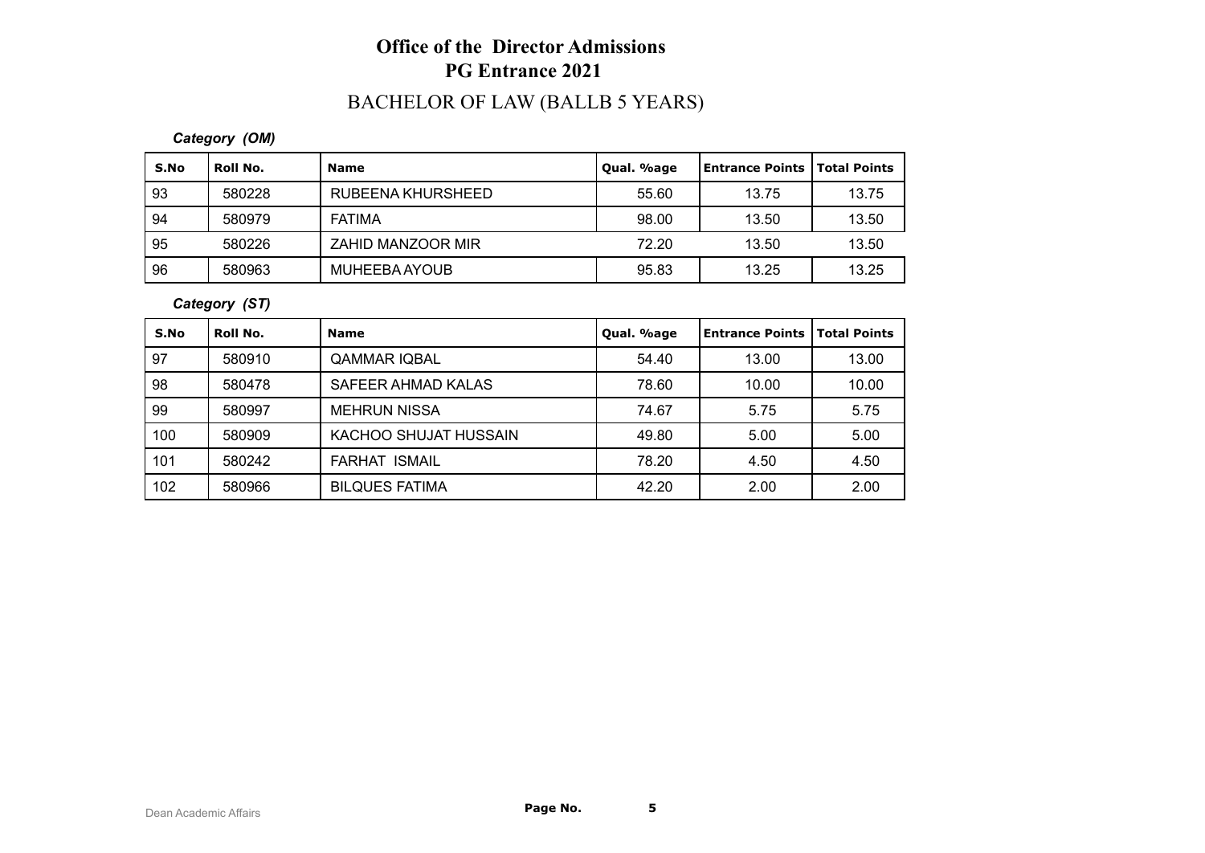# Office of the Director Admissions
## PG Entrance 2021

### BACHELOR OF LAW (BALLB 5 YEARS)

***Category (OM)***

| S.No | Roll No. | Name | Qual. %age | Entrance Points | Total Points |
|---|---|---|---|---|---|
| 93 | 580228 | RUBEENA KHURSHEED | 55.60 | 13.75 | 13.75 |
| 94 | 580979 | FATIMA | 98.00 | 13.50 | 13.50 |
| 95 | 580226 | ZAHID MANZOOR MIR | 72.20 | 13.50 | 13.50 |
| 96 | 580963 | MUHEEBA AYOUB | 95.83 | 13.25 | 13.25 |

***Category (ST)***

| S.No | Roll No. | Name | Qual. %age | Entrance Points | Total Points |
|---|---|---|---|---|---|
| 97 | 580910 | QAMMAR IQBAL | 54.40 | 13.00 | 13.00 |
| 98 | 580478 | SAFEER AHMAD KALAS | 78.60 | 10.00 | 10.00 |
| 99 | 580997 | MEHRUN NISSA | 74.67 | 5.75 | 5.75 |
| 100 | 580909 | KACHOO SHUJAT HUSSAIN | 49.80 | 5.00 | 5.00 |
| 101 | 580242 | FARHAT ISMAIL | 78.20 | 4.50 | 4.50 |
| 102 | 580966 | BILQUES FATIMA | 42.20 | 2.00 | 2.00 |

Dean Academic Affairs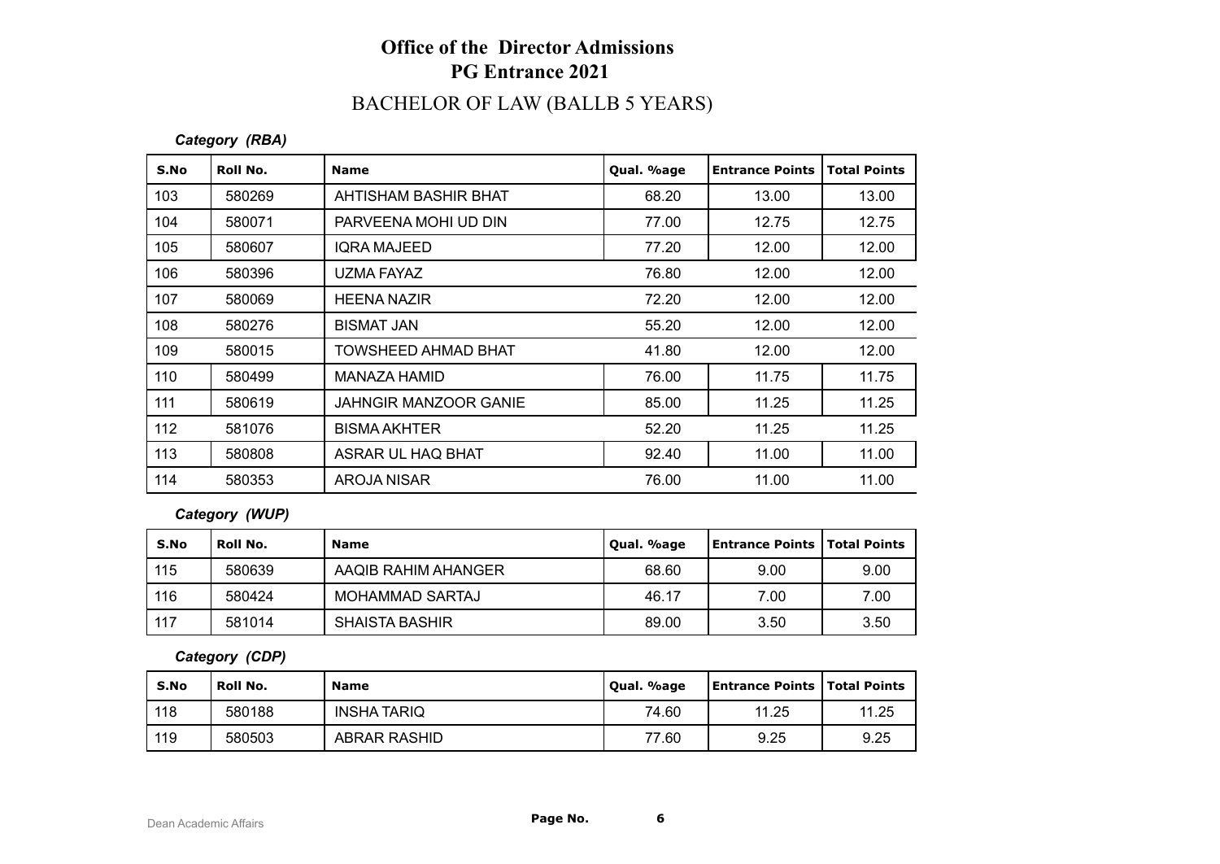# Office of the Director Admissions
## PG Entrance 2021
## BACHELOR OF LAW (BALLB 5 YEARS)

*Category (RBA)*

| S.No | Roll No. | Name | Qual. %age | Entrance Points | Total Points |
|---|---|---|---|---|---|
| 103 | 580269 | AHTISHAM BASHIR BHAT | 68.20 | 13.00 | 13.00 |
| 104 | 580071 | PARVEENA MOHI UD DIN | 77.00 | 12.75 | 12.75 |
| 105 | 580607 | IQRA MAJEED | 77.20 | 12.00 | 12.00 |
| 106 | 580396 | UZMA FAYAZ | 76.80 | 12.00 | 12.00 |
| 107 | 580069 | HEENA NAZIR | 72.20 | 12.00 | 12.00 |
| 108 | 580276 | BISMAT JAN | 55.20 | 12.00 | 12.00 |
| 109 | 580015 | TOWSHEED AHMAD BHAT | 41.80 | 12.00 | 12.00 |
| 110 | 580499 | MANAZA HAMID | 76.00 | 11.75 | 11.75 |
| 111 | 580619 | JAHNGIR MANZOOR GANIE | 85.00 | 11.25 | 11.25 |
| 112 | 581076 | BISMA AKHTER | 52.20 | 11.25 | 11.25 |
| 113 | 580808 | ASRAR UL HAQ BHAT | 92.40 | 11.00 | 11.00 |
| 114 | 580353 | AROJA NISAR | 76.00 | 11.00 | 11.00 |

*Category (WUP)*

| S.No | Roll No. | Name | Qual. %age | Entrance Points | Total Points |
|---|---|---|---|---|---|
| 115 | 580639 | AAQIB RAHIM AHANGER | 68.60 | 9.00 | 9.00 |
| 116 | 580424 | MOHAMMAD SARTAJ | 46.17 | 7.00 | 7.00 |
| 117 | 581014 | SHAISTA BASHIR | 89.00 | 3.50 | 3.50 |

*Category (CDP)*

| S.No | Roll No. | Name | Qual. %age | Entrance Points | Total Points |
|---|---|---|---|---|---|
| 118 | 580188 | INSHA TARIQ | 74.60 | 11.25 | 11.25 |
| 119 | 580503 | ABRAR RASHID | 77.60 | 9.25 | 9.25 |

Dean Academic Affairs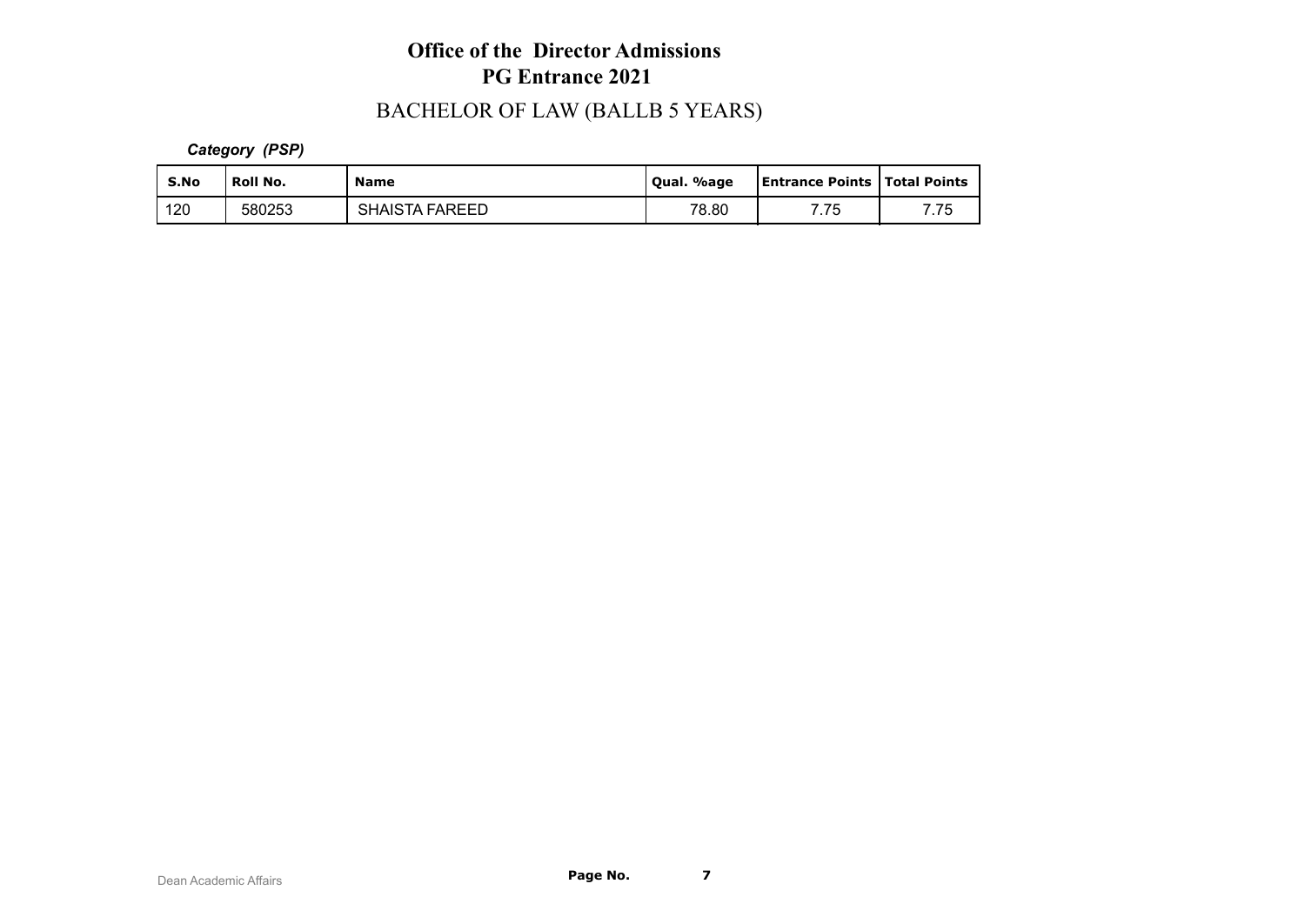# Office of the Director Admissions
## PG Entrance 2021

### BACHELOR OF LAW (BALLB 5 YEARS)

***Category (PSP)***

| S.No | Roll No. | Name | Qual. %age | Entrance Points | Total Points |
|---|---|---|---|---|---|
| 120 | 580253 | SHAISTA FAREED | 78.80 | 7.75 | 7.75 |

Dean Academic Affairs